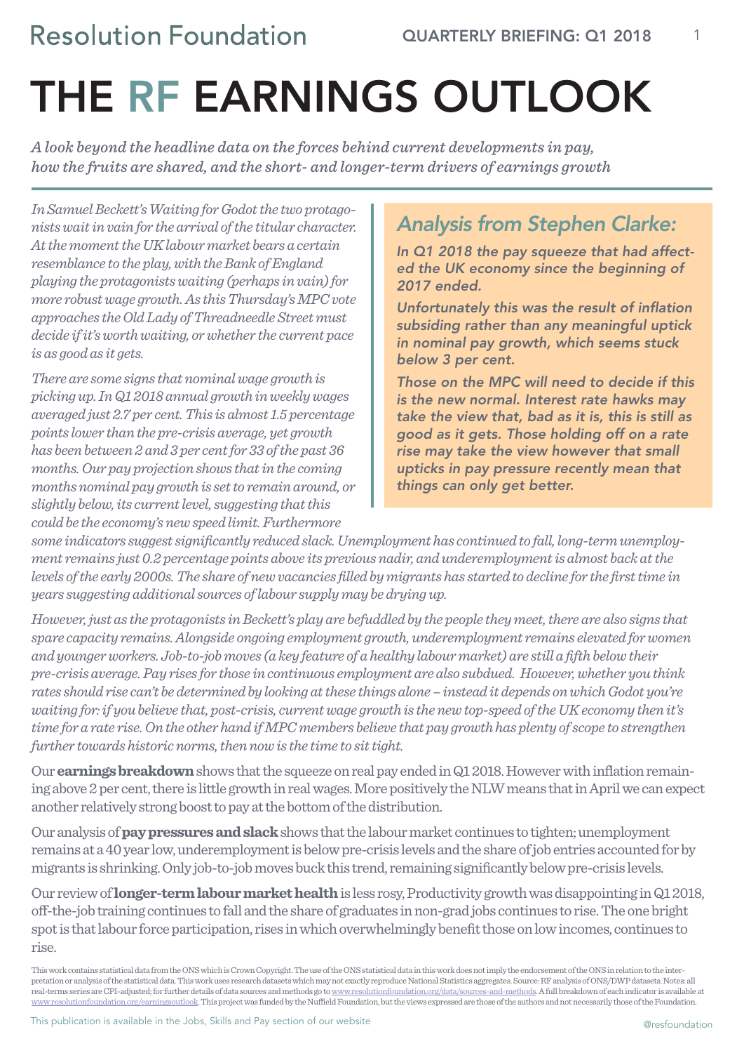Resolution Foundation

QUARTERLY BRIEFING: Q1 2018

# THE RF EARNINGS OUTLOOK

*A look beyond the headline data on the forces behind current developments in pay, how the fruits are shared, and the short- and longer-term drivers of earnings growth*

*In Samuel Beckett's Waiting for Godot the two protagonists wait in vain for the arrival of the titular character. At the moment the UK labour market bears a certain resemblance to the play, with the Bank of England playing the protagonists waiting (perhaps in vain) for more robust wage growth. As this Thursday's MPC vote approaches the Old Lady of Threadneedle Street must decide if it's worth waiting, or whether the current pace is as good as it gets.*

*There are some signs that nominal wage growth is picking up. In Q1 2018 annual growth in weekly wages averaged just 2.7 per cent. This is almost 1.5 percentage points lower than the pre-crisis average, yet growth has been between 2 and 3 per cent for 33 of the past 36 months. Our pay projection shows that in the coming months nominal pay growth is set to remain around, or slightly below, its current level, suggesting that this could be the economy's new speed limit. Furthermore some indicators suggest significantly reduced slack. Unemployment has continued to fall, long-term unemployment remains just 0.2 percentage points above its previous nadir, and underemployment is almost back at the levels of the early 2000s. The share of new vacancies filled by migrants has started to decline for the first time in years suggesting additional sources of labour supply may be drying up.*

*However, just as the protagonists in Beckett's play are befuddled by the people they meet, there are also signs that spare capacity remains. Alongside ongoing employment growth, underemployment remains elevated for women and younger workers. Job-to-job moves (a key feature of a healthy labour market) are still a fifth below their pre-crisis average. Pay rises for those in continuous employment are also subdued. However, whether you think rates should rise can't be determined by looking at these things alone – instead it depends on which Godot you're waiting for: if you believe that, post-crisis, current wage growth is the new top-speed of the UK economy then it's time for a rate rise. On the other hand if MPC members believe that pay growth has plenty of scope to strengthen further towards historic norms, then now is the time to sit tight.*

## Analysis from Stephen Clarke:

*In Q1 2018 the pay squeeze that had affected the UK economy since the beginning of 2017 ended.*

*Unfortunately this was the result of inflation subsiding rather than any meaningful uptick in nominal pay growth, which seems stuck below 3 per cent.*

*Those on the MPC will need to decide if this is the new normal. Interest rate hawks may take the view that, bad as it is, this is still as good as it gets. Those holding off on a rate rise may take the view however that small upticks in pay pressure recently mean that things can only get better.*

Our **earnings breakdown** shows that the squeeze on real pay ended in Q1 2018. However with inflation remaining above 2 per cent, there is little growth in real wages. More positively the NLW means that in April we can expect another relatively strong boost to pay at the bottom of the distribution.

Our analysis of **pay pressures and slack** shows that the labour market continues to tighten; unemployment remains at a 40 year low, underemployment is below pre-crisis levels and the share of job entries accounted for by migrants is shrinking. Only job-to-job moves buck this trend, remaining significantly below pre-crisis levels.

Our review of **longer-term labour market health** is less rosy, Productivity growth was disappointing in Q1 2018, off-the-job training continues to fall and the share of graduates in non-grad jobs continues to rise. The one bright spot is that labour force participation, rises in which overwhelmingly benefit those on low incomes, continues to rise.

This work contains statistical data from the ONS which is Crown Copyright. The use of the ONS statistical data in this work does not imply the endorsement of the ONS in relation to the interpretation or analysis of the statistical data. This work uses research datasets which may not exactly reproduce National Statistics aggregates. Source: RF analysis of ONS/DWP datasets. Notes: all real-terms series are CPI-adjusted; for further details of data sources and methods go to www.resolutionfoundation.org/data/sources-and-methods. A full breakdown of each indicator is available at www.resolutionfoundation.org/earningsoutlook. This project was funded by the Nuffield Foundation, but the views expressed are those of the authors and not necessarily those of the Foundation.

This publication is available in the Jobs, Skills and Pay section of our website

@resfoundation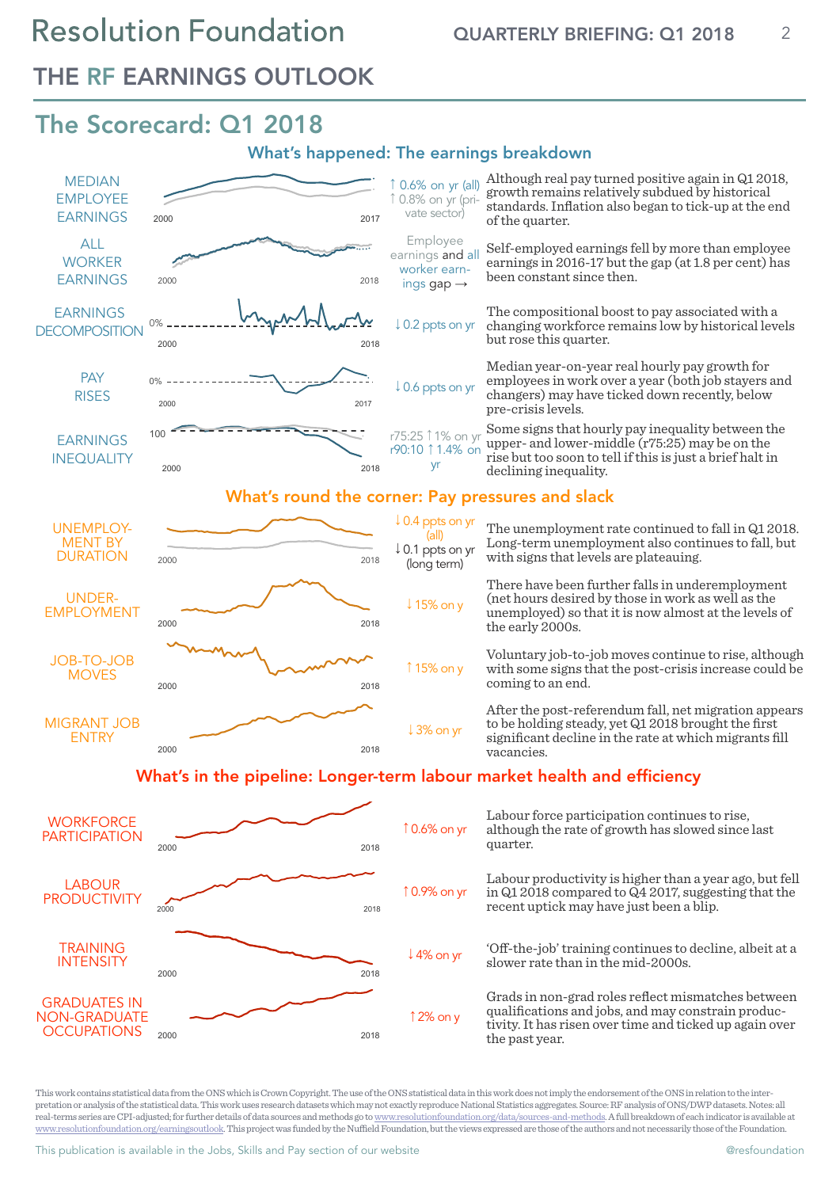# THE RF EARNINGS OUTLOOK

## The Scorecard: Q1 2018

### What's happened: The earnings breakdown

| Indicator | Change | Commentary |
|---|---|---|
| MEDIAN EMPLOYEE EARNINGS | ↑ 0.6% on yr (all) ↑ 0.8% on yr (private sector) | Although real pay turned positive again in Q1 2018, growth remains relatively subdued by historical standards. Inflation also began to tick-up at the end of the quarter. |
| ALL WORKER EARNINGS | Employee earnings and all worker earnings gap → | Self-employed earnings fell by more than employee earnings in 2016-17 but the gap (at 1.8 per cent) has been constant since then. |
| EARNINGS DECOMPOSITION | ↓ 0.2 ppts on yr | The compositional boost to pay associated with a changing workforce remains low by historical levels but rose this quarter. |
| PAY RISES | ↓ 0.6 ppts on yr | Median year-on-year real hourly pay growth for employees in work over a year (both job stayers and changers) may have ticked down recently, below pre-crisis levels. |
| EARNINGS INEQUALITY | r75:25 ↑ 1% on yr r90:10 ↑ 1.4% on yr | Some signs that hourly pay inequality between the upper- and lower-middle (r75:25) may be on the rise but too soon to tell if this is just a brief halt in declining inequality. |

### What's round the corner: Pay pressures and slack

| Indicator | Change | Commentary |
|---|---|---|
| UNEMPLOYMENT BY DURATION | ↓ 0.4 ppts on yr (all) ↓ 0.1 ppts on yr (long term) | The unemployment rate continued to fall in Q1 2018. Long-term unemployment also continues to fall, but with signs that levels are plateauing. |
| UNDER-EMPLOYMENT | ↓ 15% on y | There have been further falls in underemployment (net hours desired by those in work as well as the unemployed) so that it is now almost at the levels of the early 2000s. |
| JOB-TO-JOB MOVES | ↑ 15% on y | Voluntary job-to-job moves continue to rise, although with some signs that the post-crisis increase could be coming to an end. |
| MIGRANT JOB ENTRY | ↓ 3% on yr | After the post-referendum fall, net migration appears to be holding steady, yet Q1 2018 brought the first significant decline in the rate at which migrants fill vacancies. |

### What's in the pipeline: Longer-term labour market health and efficiency

| Indicator | Change | Commentary |
|---|---|---|
| WORKFORCE PARTICIPATION | ↑ 0.6% on yr | Labour force participation continues to rise, although the rate of growth has slowed since last quarter. |
| LABOUR PRODUCTIVITY | ↑ 0.9% on yr | Labour productivity is higher than a year ago, but fell in Q1 2018 compared to Q4 2017, suggesting that the recent uptick may have just been a blip. |
| TRAINING INTENSITY | ↓ 4% on yr | 'Off-the-job' training continues to decline, albeit at a slower rate than in the mid-2000s. |
| GRADUATES IN NON-GRADUATE OCCUPATIONS | ↑ 2% on y | Grads in non-grad roles reflect mismatches between qualifications and jobs, and may constrain productivity. It has risen over time and ticked up again over the past year. |

This work contains statistical data from the ONS which is Crown Copyright. The use of the ONS statistical data in this work does not imply the endorsement of the ONS in relation to the interpretation or analysis of the statistical data. This work uses research datasets which may not exactly reproduce National Statistics aggregates. Source: RF analysis of ONS/DWP datasets. Notes: all real-terms series are CPI-adjusted; for further details of data sources and methods go to www.resolutionfoundation.org/data/sources-and-methods. A full breakdown of each indicator is available at www.resolutionfoundation.org/earningsoutlook. This project was funded by the Nuffield Foundation, but the views expressed are those of the authors and not necessarily those of the Foundation.

This publication is available in the Jobs, Skills and Pay section of our website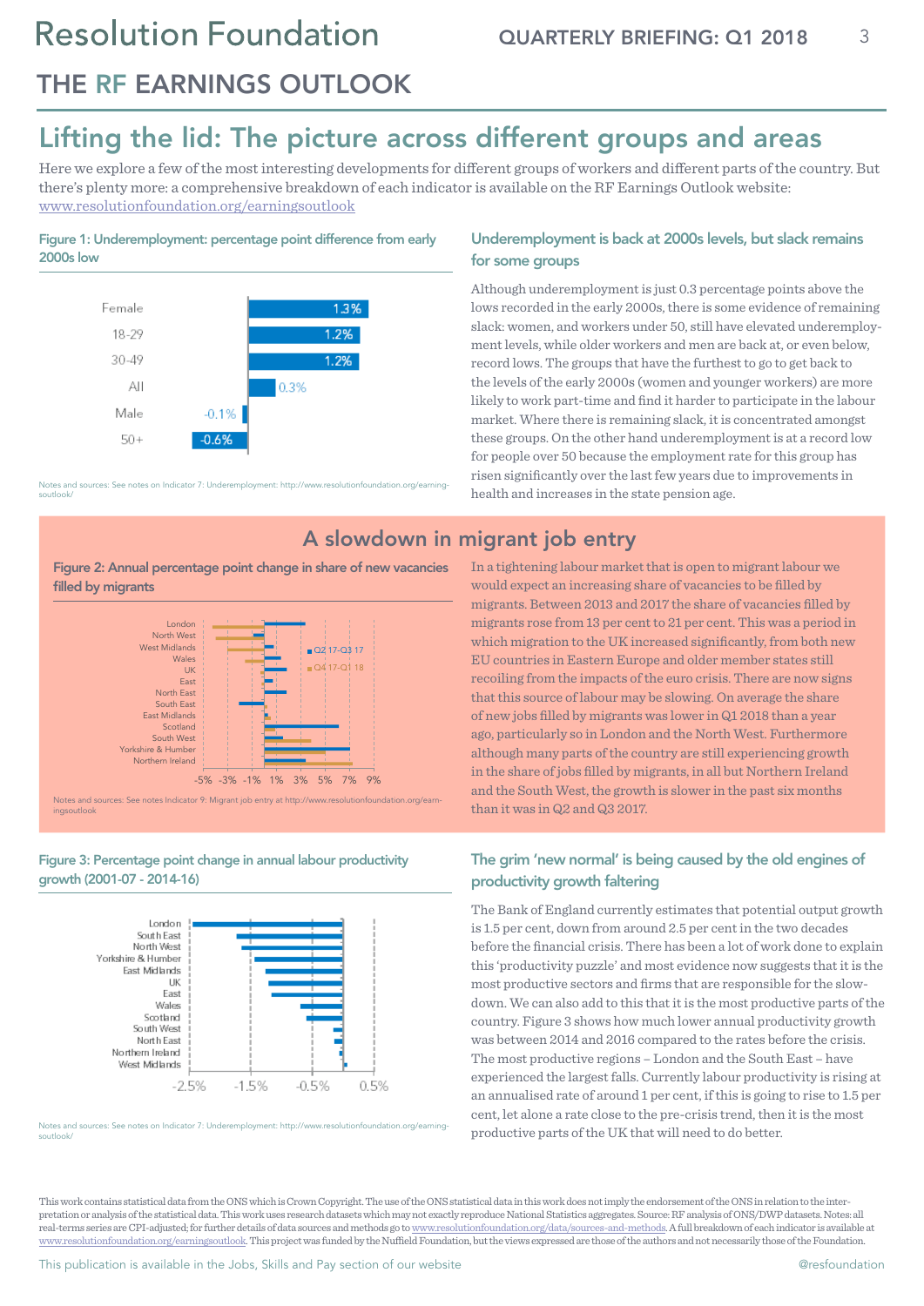# THE RF EARNINGS OUTLOOK

## Lifting the lid: The picture across different groups and areas

Here we explore a few of the most interesting developments for different groups of workers and different parts of the country. But there's plenty more: a comprehensive breakdown of each indicator is available on the RF Earnings Outlook website: www.resolutionfoundation.org/earningsoutlook

**Figure 1: Underemployment: percentage point difference from early 2000s low**

| Group | Difference |
| --- | --- |
| Female | 1.3% |
| 18-29 | 1.2% |
| 30-49 | 1.2% |
| All | 0.3% |
| Male | -0.1% |
| 50+ | -0.6% |

Notes and sources: See notes on Indicator 7: Underemployment: http://www.resolutionfoundation.org/earningsoutlook/

### Underemployment is back at 2000s levels, but slack remains for some groups

Although underemployment is just 0.3 percentage points above the lows recorded in the early 2000s, there is some evidence of remaining slack: women, and workers under 50, still have elevated underemployment levels, while older workers and men are back at, or even below, record lows. The groups that have the furthest to go to get back to the levels of the early 2000s (women and younger workers) are more likely to work part-time and find it harder to participate in the labour market. Where there is remaining slack, it is concentrated amongst these groups. On the other hand underemployment is at a record low for people over 50 because the employment rate for this group has risen significantly over the last few years due to improvements in health and increases in the state pension age.

## A slowdown in migrant job entry

**Figure 2: Annual percentage point change in share of new vacancies filled by migrants**

Regions: London, North West, West Midlands, Wales, UK, East, North East, South East, East Midlands, Scotland, South West, Yorkshire & Humber, Northern Ireland

Series: Q2 17-Q3 17; Q4 17-Q1 18

Axis: -5% -3% -1% 1% 3% 5% 7% 9%

Notes and sources: See notes Indicator 9: Migrant job entry at http://www.resolutionfoundation.org/earningsoutlook

In a tightening labour market that is open to migrant labour we would expect an increasing share of vacancies to be filled by migrants. Between 2013 and 2017 the share of vacancies filled by migrants rose from 13 per cent to 21 per cent. This was a period in which migration to the UK increased significantly, from both new EU countries in Eastern Europe and older member states still recoiling from the impacts of the euro crisis. There are now signs that this source of labour may be slowing. On average the share of new jobs filled by migrants was lower in Q1 2018 than a year ago, particularly so in London and the North West. Furthermore although many parts of the country are still experiencing growth in the share of jobs filled by migrants, in all but Northern Ireland and the South West, the growth is slower in the past six months than it was in Q2 and Q3 2017.

**Figure 3: Percentage point change in annual labour productivity growth (2001-07 - 2014-16)**

Regions: London, South East, North West, Yorkshire & Humber, East Midlands, UK, East, Wales, Scotland, South West, North East, Northern Ireland, West Midlands

Axis: -2.5% -1.5% -0.5% 0.5%

Notes and sources: See notes on Indicator 7: Underemployment: http://www.resolutionfoundation.org/earningsoutlook/

### The grim 'new normal' is being caused by the old engines of productivity growth faltering

The Bank of England currently estimates that potential output growth is 1.5 per cent, down from around 2.5 per cent in the two decades before the financial crisis. There has been a lot of work done to explain this 'productivity puzzle' and most evidence now suggests that it is the most productive sectors and firms that are responsible for the slowdown. We can also add to this that it is the most productive parts of the country. Figure 3 shows how much lower annual productivity growth was between 2014 and 2016 compared to the rates before the crisis. The most productive regions – London and the South East – have experienced the largest falls. Currently labour productivity is rising at an annualised rate of around 1 per cent, if this is going to rise to 1.5 per cent, let alone a rate close to the pre-crisis trend, then it is the most productive parts of the UK that will need to do better.

This work contains statistical data from the ONS which is Crown Copyright. The use of the ONS statistical data in this work does not imply the endorsement of the ONS in relation to the interpretation or analysis of the statistical data. This work uses research datasets which may not exactly reproduce National Statistics aggregates. Source: RF analysis of ONS/DWP datasets. Notes: all real-terms series are CPI-adjusted; for further details of data sources and methods go to www.resolutionfoundation.org/data/sources-and-methods. A full breakdown of each indicator is available at www.resolutionfoundation.org/earningsoutlook. This project was funded by the Nuffield Foundation, but the views expressed are those of the authors and not necessarily those of the Foundation.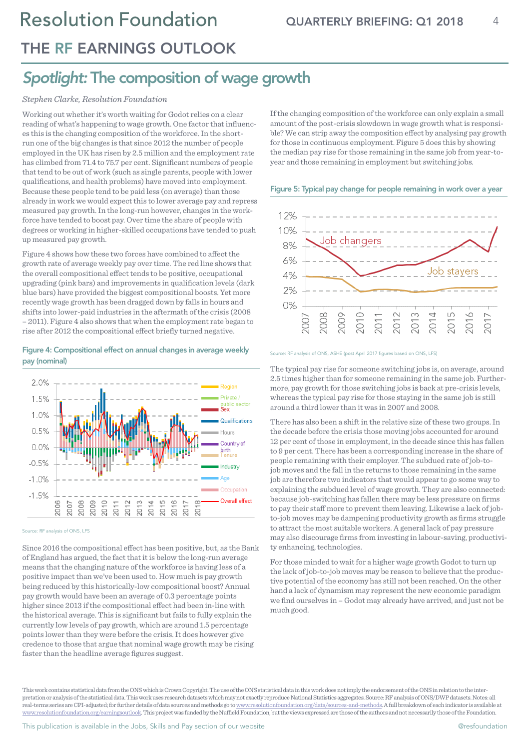# THE RF EARNINGS OUTLOOK

## *Spotlight:* The composition of wage growth

*Stephen Clarke, Resolution Foundation*

Working out whether it's worth waiting for Godot relies on a clear reading of what's happening to wage growth. One factor that influences this is the changing composition of the workforce. In the short-run one of the big changes is that since 2012 the number of people employed in the UK has risen by 2.5 million and the employment rate has climbed from 71.4 to 75.7 per cent. Significant numbers of people that tend to be out of work (such as single parents, people with lower qualifications, and health problems) have moved into employment. Because these people tend to be paid less (on average) than those already in work we would expect this to lower average pay and repress measured pay growth. In the long-run however, changes in the workforce have tended to boost pay. Over time the share of people with degrees or working in higher-skilled occupations have tended to push up measured pay growth.

Figure 4 shows how these two forces have combined to affect the growth rate of average weekly pay over time. The red line shows that the overall compositional effect tends to be positive, occupational upgrading (pink bars) and improvements in qualification levels (dark blue bars) have provided the biggest compositional boosts. Yet more recently wage growth has been dragged down by falls in hours and shifts into lower-paid industries in the aftermath of the crisis (2008 – 2011). Figure 4 also shows that when the employment rate began to rise after 2012 the compositional effect briefly turned negative.

**Figure 4: Compositional effect on annual changes in average weekly pay (nominal)**

2.0%
1.5%
1.0%
0.5%
0.0%
-0.5%
-1.0%
-1.5%

2006 2007 2008 2009 2010 2011 2012 2013 2014 2015 2016 2017 2018

Region
Private / public sector
Sex
Qualifications
Hours
Country of birth
Tenure
Industry
Age
Occupation
Overall effect

Source: RF analysis of ONS, LFS

Since 2016 the compositional effect has been positive, but, as the Bank of England has argued, the fact that it is below the long-run average means that the changing nature of the workforce is having less of a positive impact than we've been used to. How much is pay growth being reduced by this historically-low compositional boost? Annual pay growth would have been an average of 0.3 percentage points higher since 2013 if the compositional effect had been in-line with the historical average. This is significant but fails to fully explain the currently low levels of pay growth, which are around 1.5 percentage points lower than they were before the crisis. It does however give credence to those that argue that nominal wage growth may be rising faster than the headline average figures suggest.

If the changing composition of the workforce can only explain a small amount of the post-crisis slowdown in wage growth what is responsible? We can strip away the composition effect by analysing pay growth for those in continuous employment. Figure 5 does this by showing the median pay rise for those remaining in the same job from year-to-year and those remaining in employment but switching jobs.

**Figure 5: Typical pay change for people remaining in work over a year**

12%
10%
8%
6%
4%
2%
0%

2007 2008 2009 2010 2011 2012 2013 2014 2015 2016 2017

Job changers
Job stayers

Source: RF analysis of ONS, ASHE (post April 2017 figures based on ONS, LFS)

The typical pay rise for someone switching jobs is, on average, around 2.5 times higher than for someone remaining in the same job. Furthermore, pay growth for those switching jobs is back at pre-crisis levels, whereas the typical pay rise for those staying in the same job is still around a third lower than it was in 2007 and 2008.

There has also been a shift in the relative size of these two groups. In the decade before the crisis those moving jobs accounted for around 12 per cent of those in employment, in the decade since this has fallen to 9 per cent. There has been a corresponding increase in the share of people remaining with their employer. The subdued rate of job-to-job moves and the fall in the returns to those remaining in the same job are therefore two indicators that would appear to go some way to explaining the subdued level of wage growth. They are also connected: because job-switching has fallen there may be less pressure on firms to pay their staff more to prevent them leaving. Likewise a lack of job-to-job moves may be dampening productivity growth as firms struggle to attract the most suitable workers. A general lack of pay pressure may also discourage firms from investing in labour-saving, productivity enhancing, technologies.

For those minded to wait for a higher wage growth Godot to turn up the lack of job-to-job moves may be reason to believe that the productive potential of the economy has still not been reached. On the other hand a lack of dynamism may represent the new economic paradigm we find ourselves in – Godot may already have arrived, and just not be much good.

This work contains statistical data from the ONS which is Crown Copyright. The use of the ONS statistical data in this work does not imply the endorsement of the ONS in relation to the interpretation or analysis of the statistical data. This work uses research datasets which may not exactly reproduce National Statistics aggregates. Source: RF analysis of ONS/DWP datasets. Notes: all real-terms series are CPI-adjusted; for further details of data sources and methods go to www.resolutionfoundation.org/data/sources-and-methods. A full breakdown of each indicator is available at www.resolutionfoundation.org/earningsoutlook. This project was funded by the Nuffield Foundation, but the views expressed are those of the authors and not necessarily those of the Foundation.

This publication is available in the Jobs, Skills and Pay section of our website

@resfoundation